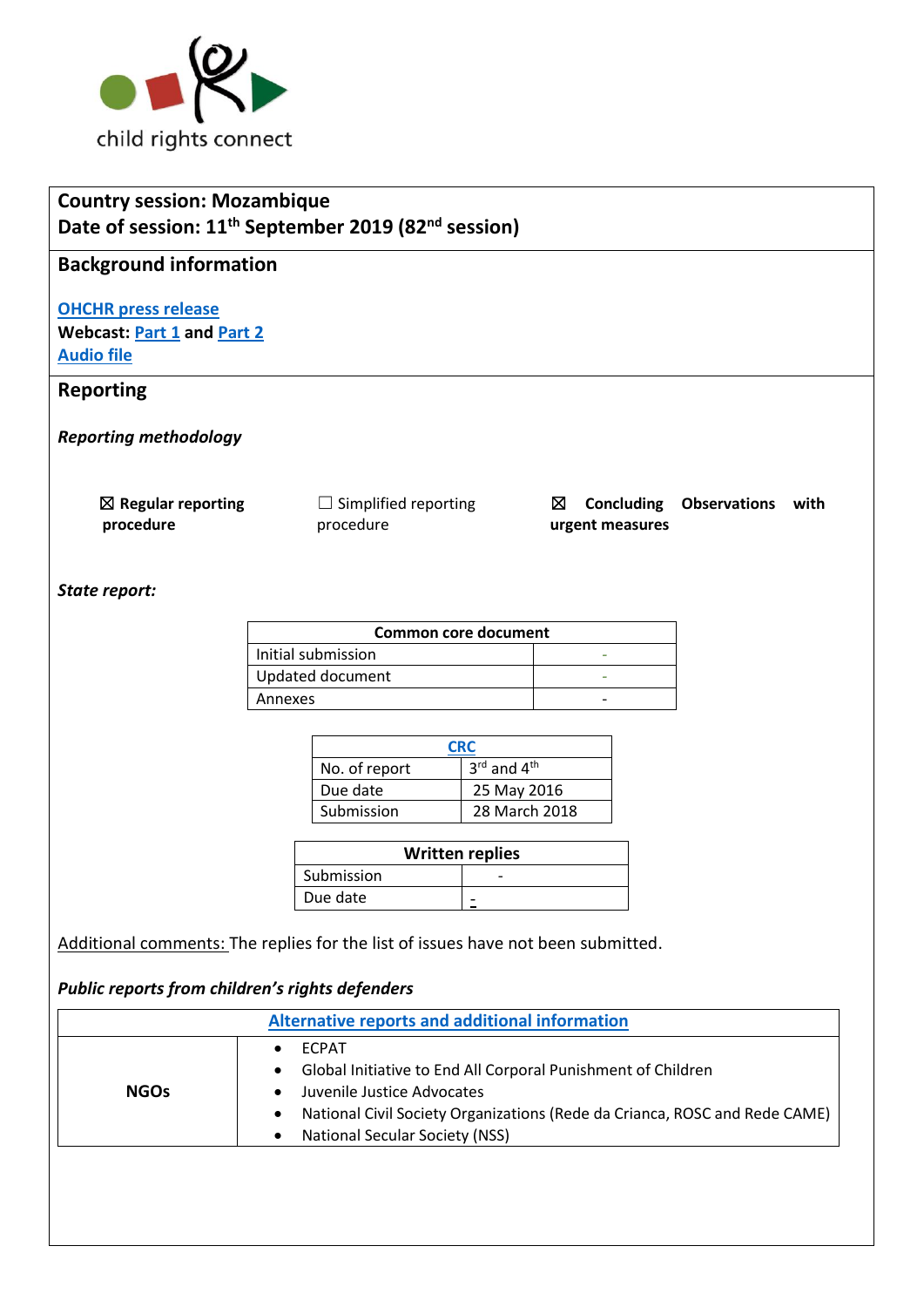child rights connect

**Country session: Mozambique**
**Date of session: 11th September 2019 (82nd session)**

## Background information

[OHCHR press release](#)
**Webcast:** [Part 1](#) **and** [Part 2](#)
[Audio file](#)

## Reporting

***Reporting methodology***

☒ **Regular reporting procedure** ☐ Simplified reporting procedure ☒ **Concluding Observations with urgent measures**

***State report:***

| Common core document | |
|---|---|
| Initial submission | - |
| Updated document | - |
| Annexes | - |

| CRC | |
|---|---|
| No. of report | 3rd and 4th |
| Due date | 25 May 2016 |
| Submission | 28 March 2018 |

| Written replies | |
|---|---|
| Submission | - |
| Due date | - |

Additional comments: The replies for the list of issues have not been submitted.

***Public reports from children's rights defenders***

| Alternative reports and additional information | |
|---|---|
| **NGOs** | • ECPAT<br>• Global Initiative to End All Corporal Punishment of Children<br>• Juvenile Justice Advocates<br>• National Civil Society Organizations (Rede da Crianca, ROSC and Rede CAME)<br>• National Secular Society (NSS) |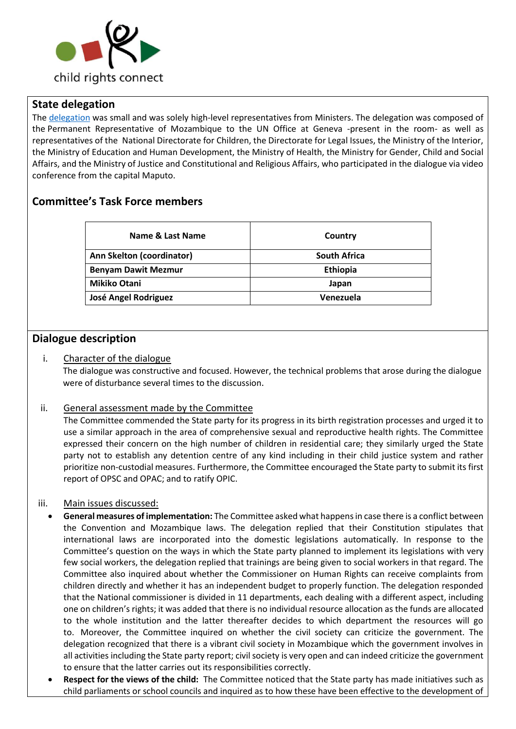## State delegation

The [delegation](#) was small and was solely high-level representatives from Ministers. The delegation was composed of the Permanent Representative of Mozambique to the UN Office at Geneva -present in the room- as well as representatives of the National Directorate for Children, the Directorate for Legal Issues, the Ministry of the Interior, the Ministry of Education and Human Development, the Ministry of Health, the Ministry for Gender, Child and Social Affairs, and the Ministry of Justice and Constitutional and Religious Affairs, who participated in the dialogue via video conference from the capital Maputo.

## Committee's Task Force members

| Name & Last Name | Country |
|---|---|
| **Ann Skelton (coordinator)** | **South Africa** |
| **Benyam Dawit Mezmur** | **Ethiopia** |
| **Mikiko Otani** | **Japan** |
| **José Angel Rodriguez** | **Venezuela** |

## Dialogue description

i. Character of the dialogue

The dialogue was constructive and focused. However, the technical problems that arose during the dialogue were of disturbance several times to the discussion.

ii. General assessment made by the Committee

The Committee commended the State party for its progress in its birth registration processes and urged it to use a similar approach in the area of comprehensive sexual and reproductive health rights. The Committee expressed their concern on the high number of children in residential care; they similarly urged the State party not to establish any detention centre of any kind including in their child justice system and rather prioritize non-custodial measures. Furthermore, the Committee encouraged the State party to submit its first report of OPSC and OPAC; and to ratify OPIC.

iii. Main issues discussed:

- **General measures of implementation:** The Committee asked what happens in case there is a conflict between the Convention and Mozambique laws. The delegation replied that their Constitution stipulates that international laws are incorporated into the domestic legislations automatically. In response to the Committee's question on the ways in which the State party planned to implement its legislations with very few social workers, the delegation replied that trainings are being given to social workers in that regard. The Committee also inquired about whether the Commissioner on Human Rights can receive complaints from children directly and whether it has an independent budget to properly function. The delegation responded that the National commissioner is divided in 11 departments, each dealing with a different aspect, including one on children's rights; it was added that there is no individual resource allocation as the funds are allocated to the whole institution and the latter thereafter decides to which department the resources will go to. Moreover, the Committee inquired on whether the civil society can criticize the government. The delegation recognized that there is a vibrant civil society in Mozambique which the government involves in all activities including the State party report; civil society is very open and can indeed criticize the government to ensure that the latter carries out its responsibilities correctly.
- **Respect for the views of the child:** The Committee noticed that the State party has made initiatives such as child parliaments or school councils and inquired as to how these have been effective to the development of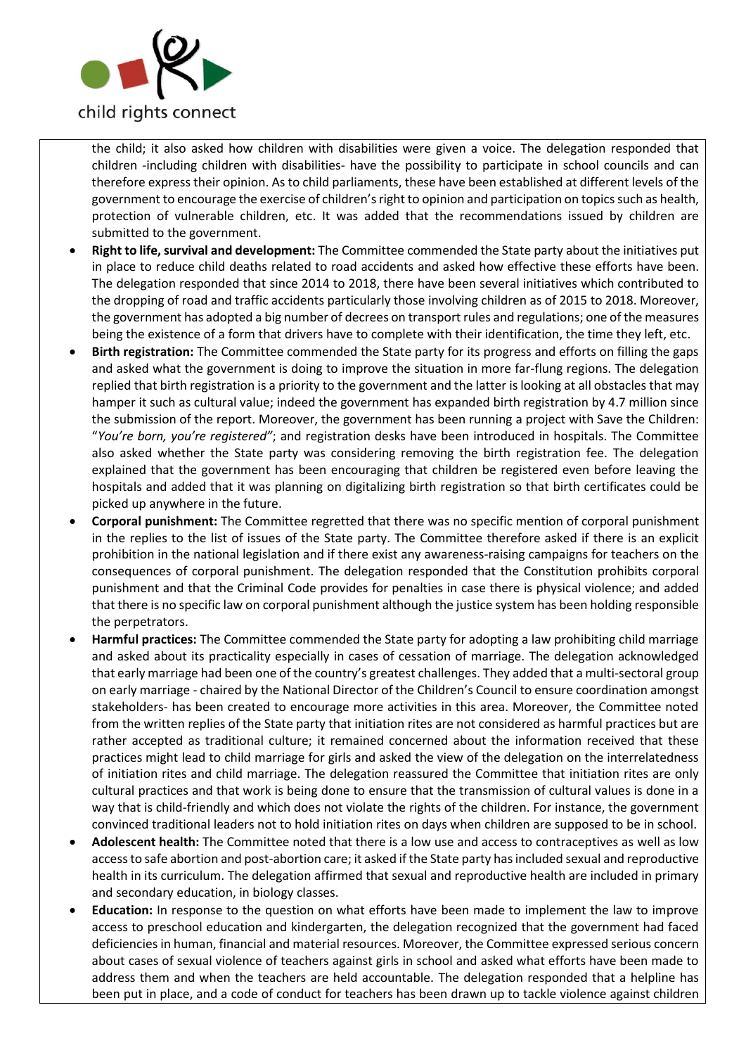the child; it also asked how children with disabilities were given a voice. The delegation responded that children -including children with disabilities- have the possibility to participate in school councils and can therefore express their opinion. As to child parliaments, these have been established at different levels of the government to encourage the exercise of children's right to opinion and participation on topics such as health, protection of vulnerable children, etc. It was added that the recommendations issued by children are submitted to the government.

- **Right to life, survival and development:** The Committee commended the State party about the initiatives put in place to reduce child deaths related to road accidents and asked how effective these efforts have been. The delegation responded that since 2014 to 2018, there have been several initiatives which contributed to the dropping of road and traffic accidents particularly those involving children as of 2015 to 2018. Moreover, the government has adopted a big number of decrees on transport rules and regulations; one of the measures being the existence of a form that drivers have to complete with their identification, the time they left, etc.
- **Birth registration:** The Committee commended the State party for its progress and efforts on filling the gaps and asked what the government is doing to improve the situation in more far-flung regions. The delegation replied that birth registration is a priority to the government and the latter is looking at all obstacles that may hamper it such as cultural value; indeed the government has expanded birth registration by 4.7 million since the submission of the report. Moreover, the government has been running a project with Save the Children: "*You're born, you're registered"*; and registration desks have been introduced in hospitals. The Committee also asked whether the State party was considering removing the birth registration fee. The delegation explained that the government has been encouraging that children be registered even before leaving the hospitals and added that it was planning on digitalizing birth registration so that birth certificates could be picked up anywhere in the future.
- **Corporal punishment:** The Committee regretted that there was no specific mention of corporal punishment in the replies to the list of issues of the State party. The Committee therefore asked if there is an explicit prohibition in the national legislation and if there exist any awareness-raising campaigns for teachers on the consequences of corporal punishment. The delegation responded that the Constitution prohibits corporal punishment and that the Criminal Code provides for penalties in case there is physical violence; and added that there is no specific law on corporal punishment although the justice system has been holding responsible the perpetrators.
- **Harmful practices:** The Committee commended the State party for adopting a law prohibiting child marriage and asked about its practicality especially in cases of cessation of marriage. The delegation acknowledged that early marriage had been one of the country's greatest challenges. They added that a multi-sectoral group on early marriage - chaired by the National Director of the Children's Council to ensure coordination amongst stakeholders- has been created to encourage more activities in this area. Moreover, the Committee noted from the written replies of the State party that initiation rites are not considered as harmful practices but are rather accepted as traditional culture; it remained concerned about the information received that these practices might lead to child marriage for girls and asked the view of the delegation on the interrelatedness of initiation rites and child marriage. The delegation reassured the Committee that initiation rites are only cultural practices and that work is being done to ensure that the transmission of cultural values is done in a way that is child-friendly and which does not violate the rights of the children. For instance, the government convinced traditional leaders not to hold initiation rites on days when children are supposed to be in school.
- **Adolescent health:** The Committee noted that there is a low use and access to contraceptives as well as low access to safe abortion and post-abortion care; it asked if the State party has included sexual and reproductive health in its curriculum. The delegation affirmed that sexual and reproductive health are included in primary and secondary education, in biology classes.
- **Education:** In response to the question on what efforts have been made to implement the law to improve access to preschool education and kindergarten, the delegation recognized that the government had faced deficiencies in human, financial and material resources. Moreover, the Committee expressed serious concern about cases of sexual violence of teachers against girls in school and asked what efforts have been made to address them and when the teachers are held accountable. The delegation responded that a helpline has been put in place, and a code of conduct for teachers has been drawn up to tackle violence against children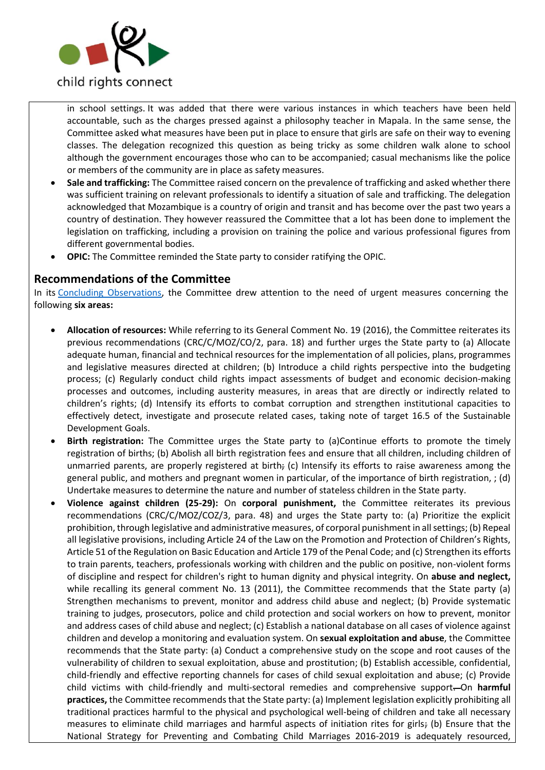in school settings. It was added that there were various instances in which teachers have been held accountable, such as the charges pressed against a philosophy teacher in Mapala. In the same sense, the Committee asked what measures have been put in place to ensure that girls are safe on their way to evening classes. The delegation recognized this question as being tricky as some children walk alone to school although the government encourages those who can to be accompanied; casual mechanisms like the police or members of the community are in place as safety measures.

- **Sale and trafficking:** The Committee raised concern on the prevalence of trafficking and asked whether there was sufficient training on relevant professionals to identify a situation of sale and trafficking. The delegation acknowledged that Mozambique is a country of origin and transit and has become over the past two years a country of destination. They however reassured the Committee that a lot has been done to implement the legislation on trafficking, including a provision on training the police and various professional figures from different governmental bodies.
- **OPIC:** The Committee reminded the State party to consider ratifying the OPIC.

## Recommendations of the Committee

In its Concluding Observations, the Committee drew attention to the need of urgent measures concerning the following **six areas:**

- **Allocation of resources:** While referring to its General Comment No. 19 (2016), the Committee reiterates its previous recommendations (CRC/C/MOZ/CO/2, para. 18) and further urges the State party to (a) Allocate adequate human, financial and technical resources for the implementation of all policies, plans, programmes and legislative measures directed at children; (b) Introduce a child rights perspective into the budgeting process; (c) Regularly conduct child rights impact assessments of budget and economic decision-making processes and outcomes, including austerity measures, in areas that are directly or indirectly related to children's rights; (d) Intensify its efforts to combat corruption and strengthen institutional capacities to effectively detect, investigate and prosecute related cases, taking note of target 16.5 of the Sustainable Development Goals.
- **Birth registration:** The Committee urges the State party to (a)Continue efforts to promote the timely registration of births; (b) Abolish all birth registration fees and ensure that all children, including children of unmarried parents, are properly registered at birth; (c) Intensify its efforts to raise awareness among the general public, and mothers and pregnant women in particular, of the importance of birth registration, ; (d) Undertake measures to determine the nature and number of stateless children in the State party.
- **Violence against children (25-29):** On **corporal punishment,** the Committee reiterates its previous recommendations (CRC/C/MOZ/COZ/3, para. 48) and urges the State party to: (a) Prioritize the explicit prohibition, through legislative and administrative measures, of corporal punishment in all settings; (b) Repeal all legislative provisions, including Article 24 of the Law on the Promotion and Protection of Children's Rights, Article 51 of the Regulation on Basic Education and Article 179 of the Penal Code; and (c) Strengthen its efforts to train parents, teachers, professionals working with children and the public on positive, non-violent forms of discipline and respect for children's right to human dignity and physical integrity. On **abuse and neglect,** while recalling its general comment No. 13 (2011), the Committee recommends that the State party (a) Strengthen mechanisms to prevent, monitor and address child abuse and neglect; (b) Provide systematic training to judges, prosecutors, police and child protection and social workers on how to prevent, monitor and address cases of child abuse and neglect; (c) Establish a national database on all cases of violence against children and develop a monitoring and evaluation system. On **sexual exploitation and abuse**, the Committee recommends that the State party: (a) Conduct a comprehensive study on the scope and root causes of the vulnerability of children to sexual exploitation, abuse and prostitution; (b) Establish accessible, confidential, child-friendly and effective reporting channels for cases of child sexual exploitation and abuse; (c) Provide child victims with child-friendly and multi-sectoral remedies and comprehensive support. On **harmful practices,** the Committee recommends that the State party: (a) Implement legislation explicitly prohibiting all traditional practices harmful to the physical and psychological well-being of children and take all necessary measures to eliminate child marriages and harmful aspects of initiation rites for girls; (b) Ensure that the National Strategy for Preventing and Combating Child Marriages 2016-2019 is adequately resourced,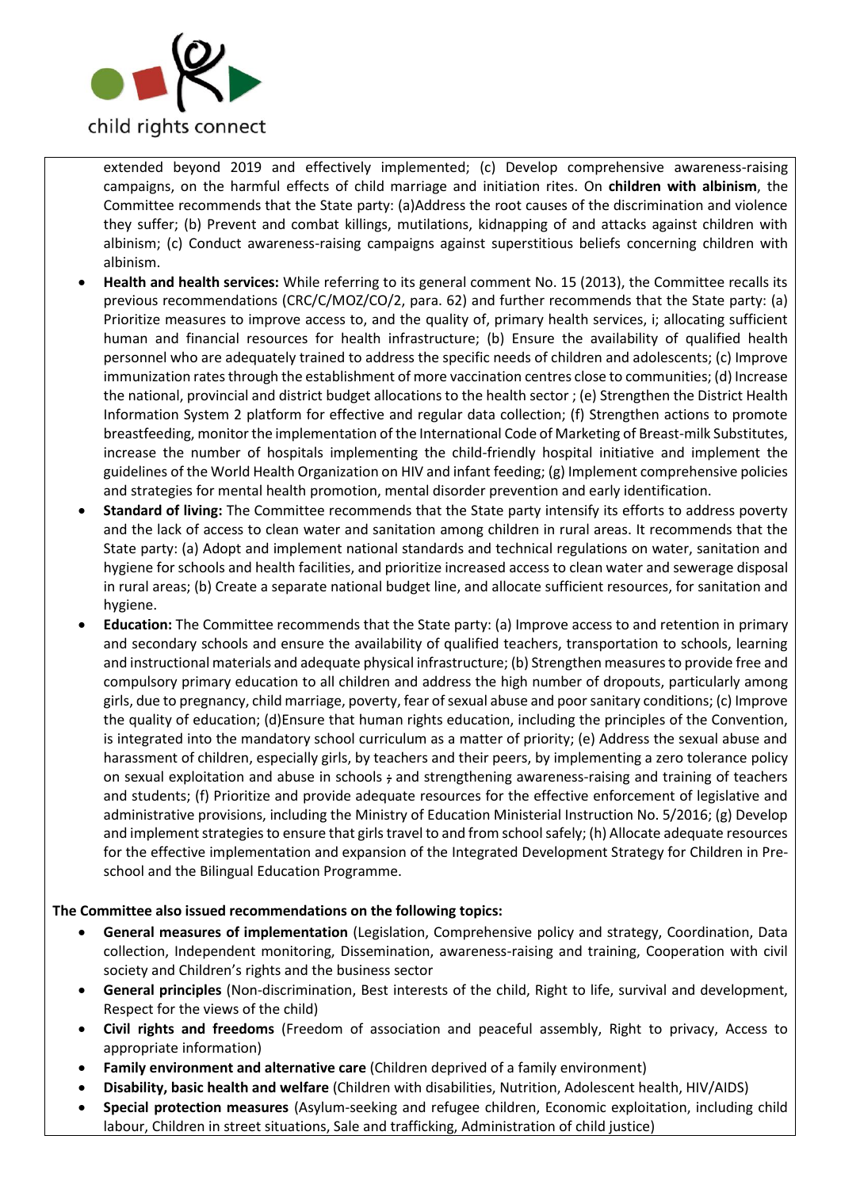extended beyond 2019 and effectively implemented; (c) Develop comprehensive awareness-raising campaigns, on the harmful effects of child marriage and initiation rites. On **children with albinism**, the Committee recommends that the State party: (a)Address the root causes of the discrimination and violence they suffer; (b) Prevent and combat killings, mutilations, kidnapping of and attacks against children with albinism; (c) Conduct awareness-raising campaigns against superstitious beliefs concerning children with albinism.

- **Health and health services:** While referring to its general comment No. 15 (2013), the Committee recalls its previous recommendations (CRC/C/MOZ/CO/2, para. 62) and further recommends that the State party: (a) Prioritize measures to improve access to, and the quality of, primary health services, i; allocating sufficient human and financial resources for health infrastructure; (b) Ensure the availability of qualified health personnel who are adequately trained to address the specific needs of children and adolescents; (c) Improve immunization rates through the establishment of more vaccination centres close to communities; (d) Increase the national, provincial and district budget allocations to the health sector ; (e) Strengthen the District Health Information System 2 platform for effective and regular data collection; (f) Strengthen actions to promote breastfeeding, monitor the implementation of the International Code of Marketing of Breast-milk Substitutes, increase the number of hospitals implementing the child-friendly hospital initiative and implement the guidelines of the World Health Organization on HIV and infant feeding; (g) Implement comprehensive policies and strategies for mental health promotion, mental disorder prevention and early identification.
- **Standard of living:** The Committee recommends that the State party intensify its efforts to address poverty and the lack of access to clean water and sanitation among children in rural areas. It recommends that the State party: (a) Adopt and implement national standards and technical regulations on water, sanitation and hygiene for schools and health facilities, and prioritize increased access to clean water and sewerage disposal in rural areas; (b) Create a separate national budget line, and allocate sufficient resources, for sanitation and hygiene.
- **Education:** The Committee recommends that the State party: (a) Improve access to and retention in primary and secondary schools and ensure the availability of qualified teachers, transportation to schools, learning and instructional materials and adequate physical infrastructure; (b) Strengthen measures to provide free and compulsory primary education to all children and address the high number of dropouts, particularly among girls, due to pregnancy, child marriage, poverty, fear of sexual abuse and poor sanitary conditions; (c) Improve the quality of education; (d)Ensure that human rights education, including the principles of the Convention, is integrated into the mandatory school curriculum as a matter of priority; (e) Address the sexual abuse and harassment of children, especially girls, by teachers and their peers, by implementing a zero tolerance policy on sexual exploitation and abuse in schools ; and strengthening awareness-raising and training of teachers and students; (f) Prioritize and provide adequate resources for the effective enforcement of legislative and administrative provisions, including the Ministry of Education Ministerial Instruction No. 5/2016; (g) Develop and implement strategies to ensure that girls travel to and from school safely; (h) Allocate adequate resources for the effective implementation and expansion of the Integrated Development Strategy for Children in Pre-school and the Bilingual Education Programme.

**The Committee also issued recommendations on the following topics:**

- **General measures of implementation** (Legislation, Comprehensive policy and strategy, Coordination, Data collection, Independent monitoring, Dissemination, awareness-raising and training, Cooperation with civil society and Children's rights and the business sector
- **General principles** (Non-discrimination, Best interests of the child, Right to life, survival and development, Respect for the views of the child)
- **Civil rights and freedoms** (Freedom of association and peaceful assembly, Right to privacy, Access to appropriate information)
- **Family environment and alternative care** (Children deprived of a family environment)
- **Disability, basic health and welfare** (Children with disabilities, Nutrition, Adolescent health, HIV/AIDS)
- **Special protection measures** (Asylum-seeking and refugee children, Economic exploitation, including child labour, Children in street situations, Sale and trafficking, Administration of child justice)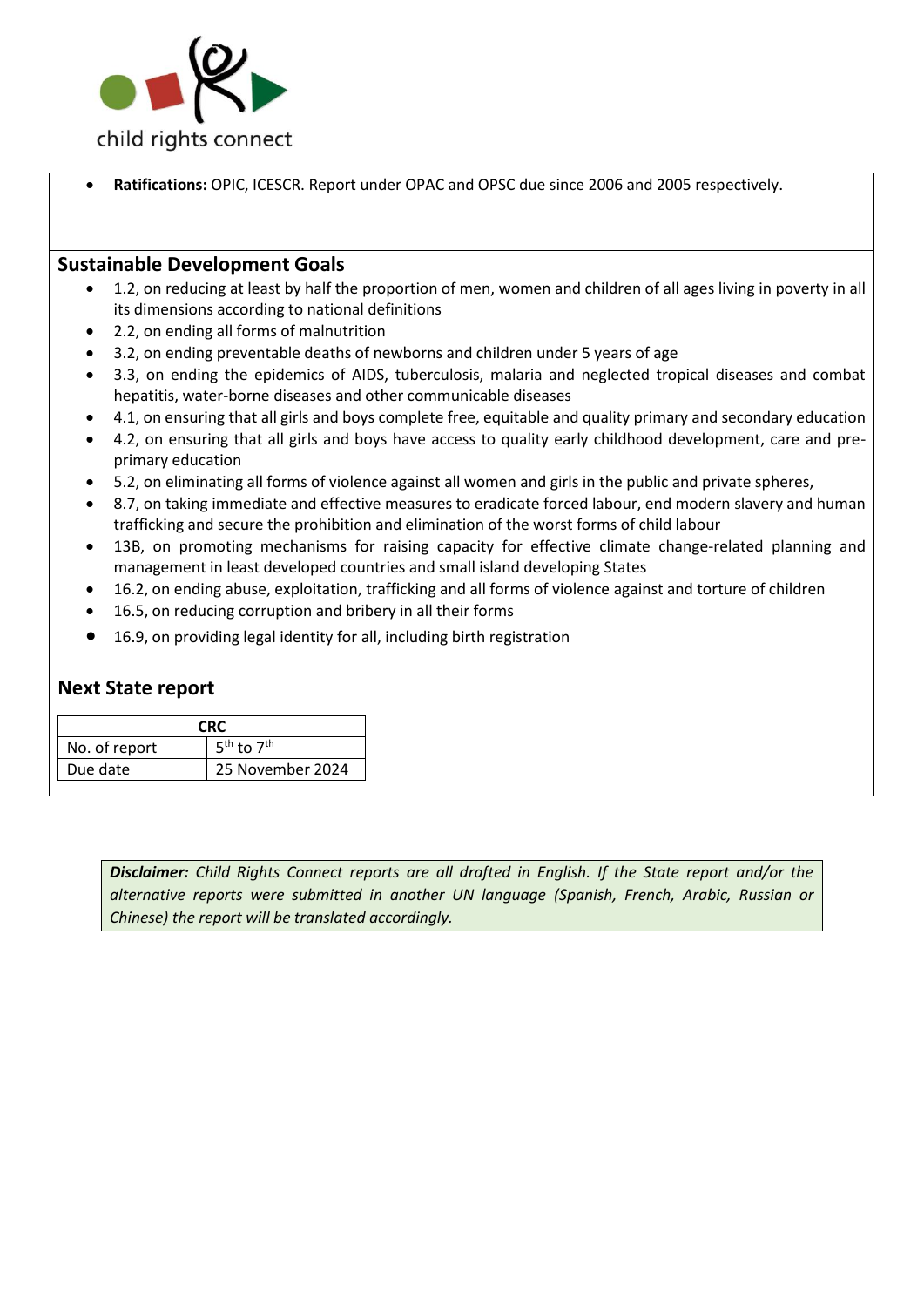- **Ratifications:** OPIC, ICESCR. Report under OPAC and OPSC due since 2006 and 2005 respectively.

## Sustainable Development Goals

- 1.2, on reducing at least by half the proportion of men, women and children of all ages living in poverty in all its dimensions according to national definitions
- 2.2, on ending all forms of malnutrition
- 3.2, on ending preventable deaths of newborns and children under 5 years of age
- 3.3, on ending the epidemics of AIDS, tuberculosis, malaria and neglected tropical diseases and combat hepatitis, water-borne diseases and other communicable diseases
- 4.1, on ensuring that all girls and boys complete free, equitable and quality primary and secondary education
- 4.2, on ensuring that all girls and boys have access to quality early childhood development, care and pre-primary education
- 5.2, on eliminating all forms of violence against all women and girls in the public and private spheres,
- 8.7, on taking immediate and effective measures to eradicate forced labour, end modern slavery and human trafficking and secure the prohibition and elimination of the worst forms of child labour
- 13B, on promoting mechanisms for raising capacity for effective climate change-related planning and management in least developed countries and small island developing States
- 16.2, on ending abuse, exploitation, trafficking and all forms of violence against and torture of children
- 16.5, on reducing corruption and bribery in all their forms
- 16.9, on providing legal identity for all, including birth registration

## Next State report

| CRC | |
|---|---|
| No. of report | 5th to 7th |
| Due date | 25 November 2024 |

***Disclaimer:*** *Child Rights Connect reports are all drafted in English. If the State report and/or the alternative reports were submitted in another UN language (Spanish, French, Arabic, Russian or Chinese) the report will be translated accordingly.*